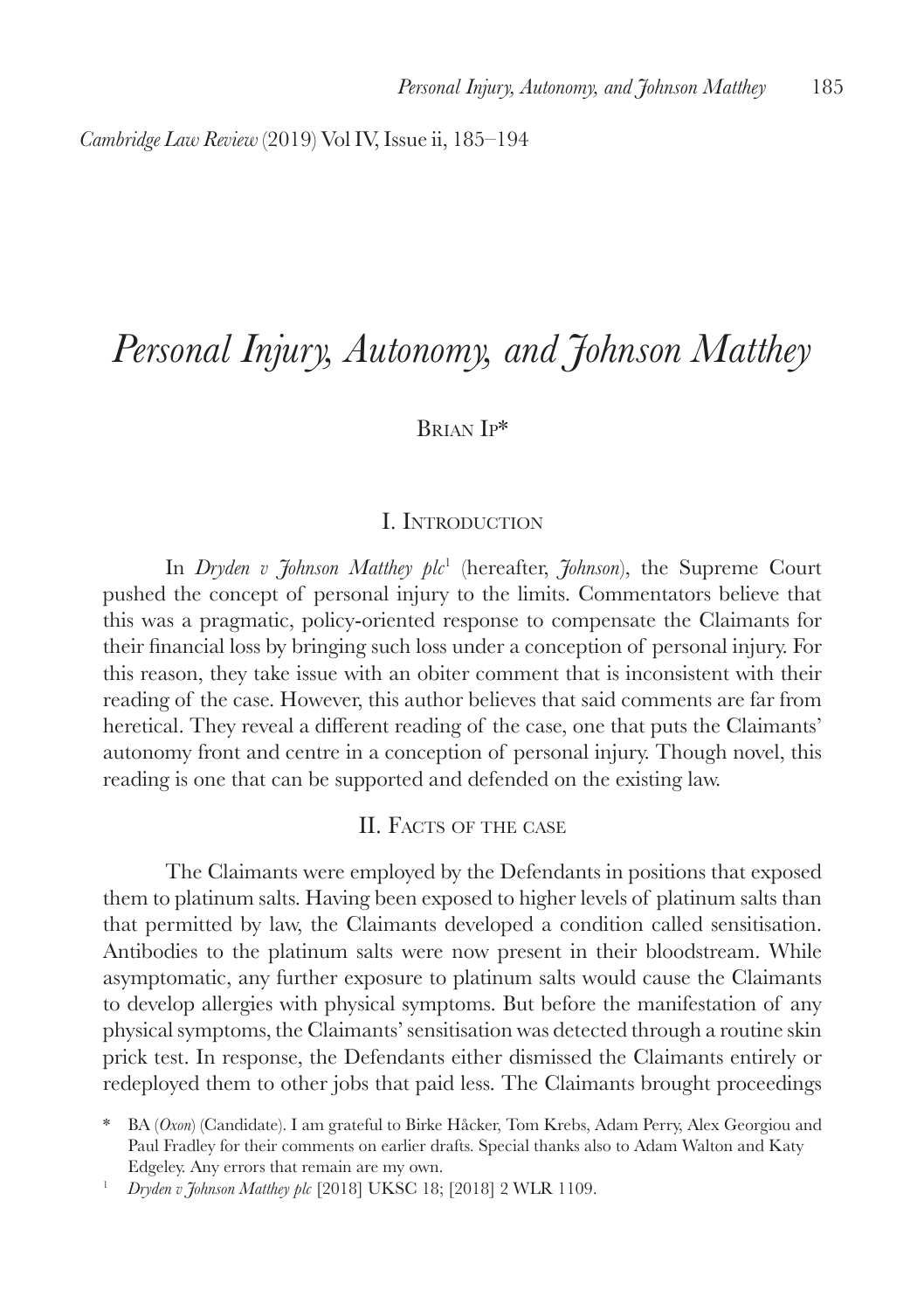*Cambridge Law Review* (2019) Vol IV, Issue ii, 185–194

# *Personal Injury, Autonomy, and Johnson Matthey*

Brian Ip*

## I. Introduction

In *Dryden v Johnson Matthey plc*[1] (hereafter, *Johnson*), the Supreme Court pushed the concept of personal injury to the limits. Commentators believe that this was a pragmatic, policy-oriented response to compensate the Claimants for their financial loss by bringing such loss under a conception of personal injury. For this reason, they take issue with an obiter comment that is inconsistent with their reading of the case. However, this author believes that said comments are far from heretical. They reveal a different reading of the case, one that puts the Claimants' autonomy front and centre in a conception of personal injury. Though novel, this reading is one that can be supported and defended on the existing law.

## II. Facts of the case

The Claimants were employed by the Defendants in positions that exposed them to platinum salts. Having been exposed to higher levels of platinum salts than that permitted by law, the Claimants developed a condition called sensitisation. Antibodies to the platinum salts were now present in their bloodstream. While asymptomatic, any further exposure to platinum salts would cause the Claimants to develop allergies with physical symptoms. But before the manifestation of any physical symptoms, the Claimants' sensitisation was detected through a routine skin prick test. In response, the Defendants either dismissed the Claimants entirely or redeployed them to other jobs that paid less. The Claimants brought proceedings

\* BA (*Oxon*) (Candidate). I am grateful to Birke Häcker, Tom Krebs, Adam Perry, Alex Georgiou and Paul Fradley for their comments on earlier drafts. Special thanks also to Adam Walton and Katy Edgeley. Any errors that remain are my own.

[1] *Dryden v Johnson Matthey plc* [2018] UKSC 18; [2018] 2 WLR 1109.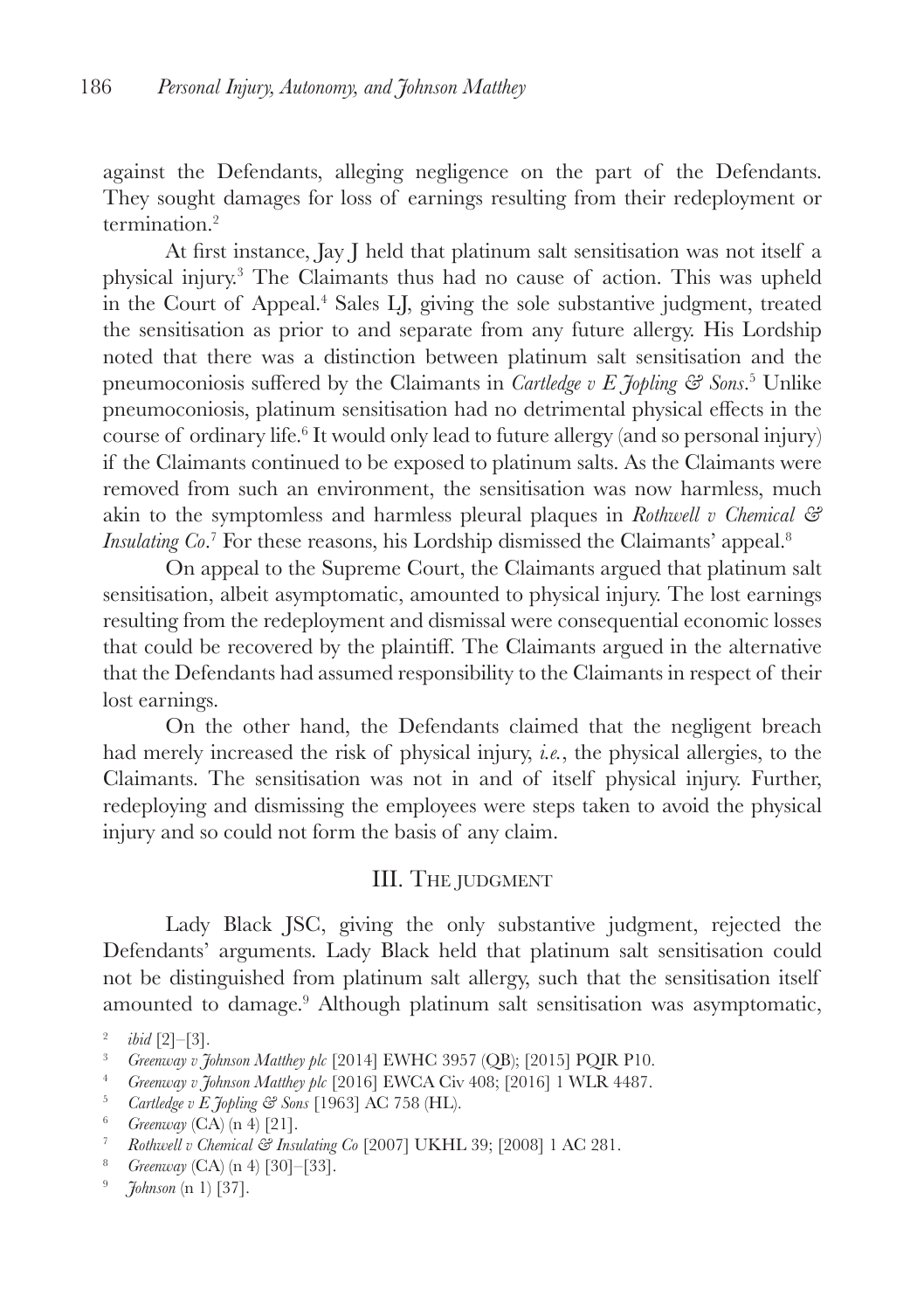against the Defendants, alleging negligence on the part of the Defendants. They sought damages for loss of earnings resulting from their redeployment or termination.[2]

At first instance, Jay J held that platinum salt sensitisation was not itself a physical injury.[3] The Claimants thus had no cause of action. This was upheld in the Court of Appeal.[4] Sales LJ, giving the sole substantive judgment, treated the sensitisation as prior to and separate from any future allergy. His Lordship noted that there was a distinction between platinum salt sensitisation and the pneumoconiosis suffered by the Claimants in *Cartledge v E Jopling & Sons*.[5] Unlike pneumoconiosis, platinum sensitisation had no detrimental physical effects in the course of ordinary life.[6] It would only lead to future allergy (and so personal injury) if the Claimants continued to be exposed to platinum salts. As the Claimants were removed from such an environment, the sensitisation was now harmless, much akin to the symptomless and harmless pleural plaques in *Rothwell v Chemical & Insulating Co*.[7] For these reasons, his Lordship dismissed the Claimants' appeal.[8]

On appeal to the Supreme Court, the Claimants argued that platinum salt sensitisation, albeit asymptomatic, amounted to physical injury. The lost earnings resulting from the redeployment and dismissal were consequential economic losses that could be recovered by the plaintiff. The Claimants argued in the alternative that the Defendants had assumed responsibility to the Claimants in respect of their lost earnings.

On the other hand, the Defendants claimed that the negligent breach had merely increased the risk of physical injury, *i.e.*, the physical allergies, to the Claimants. The sensitisation was not in and of itself physical injury. Further, redeploying and dismissing the employees were steps taken to avoid the physical injury and so could not form the basis of any claim.

## III. The judgment

Lady Black JSC, giving the only substantive judgment, rejected the Defendants' arguments. Lady Black held that platinum salt sensitisation could not be distinguished from platinum salt allergy, such that the sensitisation itself amounted to damage.[9] Although platinum salt sensitisation was asymptomatic,

[2] *ibid* [2]–[3].

[3] *Greenway v Johnson Matthey plc* [2014] EWHC 3957 (QB); [2015] PQIR P10.

[4] *Greenway v Johnson Matthey plc* [2016] EWCA Civ 408; [2016] 1 WLR 4487.

[5] *Cartledge v E Jopling & Sons* [1963] AC 758 (HL).

[6] *Greenway* (CA) (n 4) [21].

[7] *Rothwell v Chemical & Insulating Co* [2007] UKHL 39; [2008] 1 AC 281.

[8] *Greenway* (CA) (n 4) [30]–[33].

[9] *Johnson* (n 1) [37].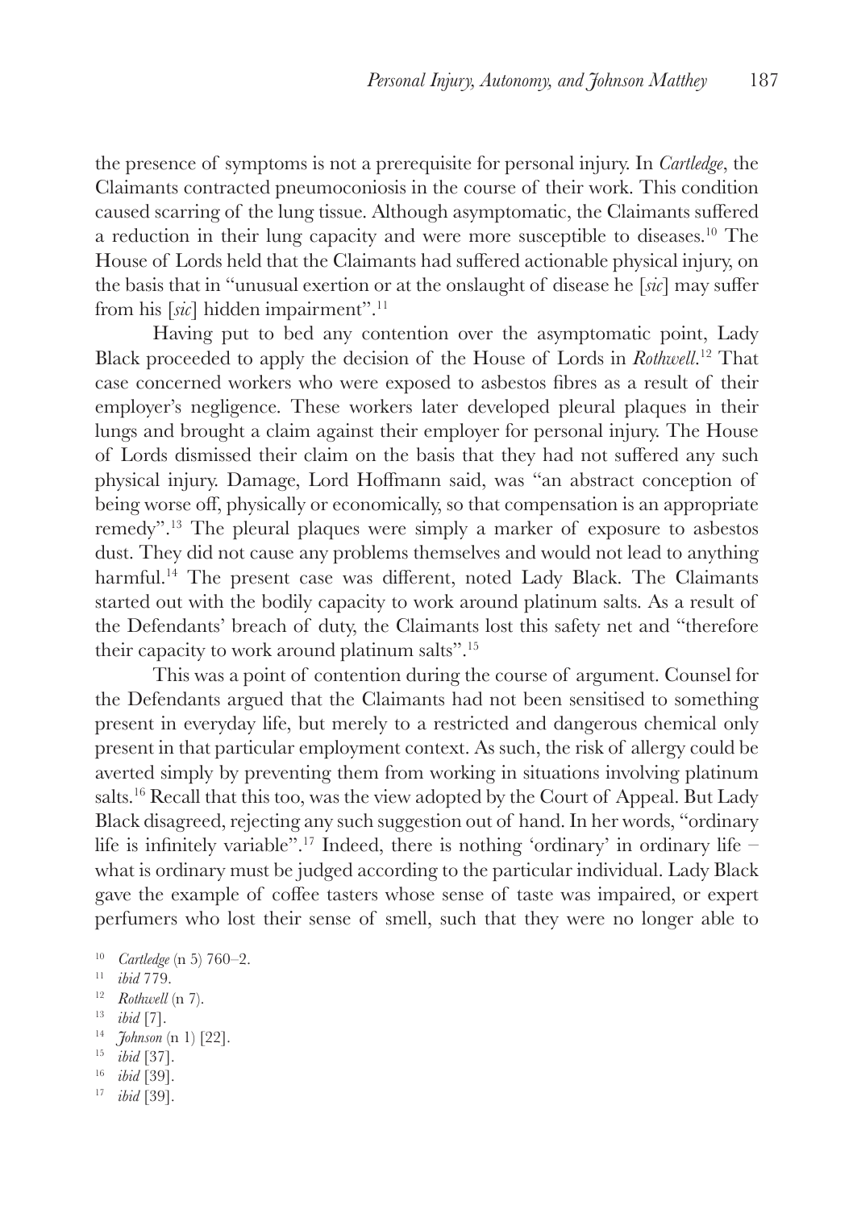the presence of symptoms is not a prerequisite for personal injury. In *Cartledge*, the Claimants contracted pneumoconiosis in the course of their work. This condition caused scarring of the lung tissue. Although asymptomatic, the Claimants suffered a reduction in their lung capacity and were more susceptible to diseases.[10] The House of Lords held that the Claimants had suffered actionable physical injury, on the basis that in "unusual exertion or at the onslaught of disease he [*sic*] may suffer from his [*sic*] hidden impairment".[11]

Having put to bed any contention over the asymptomatic point, Lady Black proceeded to apply the decision of the House of Lords in *Rothwell*.[12] That case concerned workers who were exposed to asbestos fibres as a result of their employer's negligence. These workers later developed pleural plaques in their lungs and brought a claim against their employer for personal injury. The House of Lords dismissed their claim on the basis that they had not suffered any such physical injury. Damage, Lord Hoffmann said, was "an abstract conception of being worse off, physically or economically, so that compensation is an appropriate remedy".[13] The pleural plaques were simply a marker of exposure to asbestos dust. They did not cause any problems themselves and would not lead to anything harmful.[14] The present case was different, noted Lady Black. The Claimants started out with the bodily capacity to work around platinum salts. As a result of the Defendants' breach of duty, the Claimants lost this safety net and "therefore their capacity to work around platinum salts".[15]

This was a point of contention during the course of argument. Counsel for the Defendants argued that the Claimants had not been sensitised to something present in everyday life, but merely to a restricted and dangerous chemical only present in that particular employment context. As such, the risk of allergy could be averted simply by preventing them from working in situations involving platinum salts.[16] Recall that this too, was the view adopted by the Court of Appeal. But Lady Black disagreed, rejecting any such suggestion out of hand. In her words, "ordinary life is infinitely variable".[17] Indeed, there is nothing 'ordinary' in ordinary life – what is ordinary must be judged according to the particular individual. Lady Black gave the example of coffee tasters whose sense of taste was impaired, or expert perfumers who lost their sense of smell, such that they were no longer able to

[10] *Cartledge* (n 5) 760–2.

[11] *ibid* 779.

[12] *Rothwell* (n 7).

[13] *ibid* [7].

[14] *Johnson* (n 1) [22].

[15] *ibid* [37].

[16] *ibid* [39].

[17] *ibid* [39].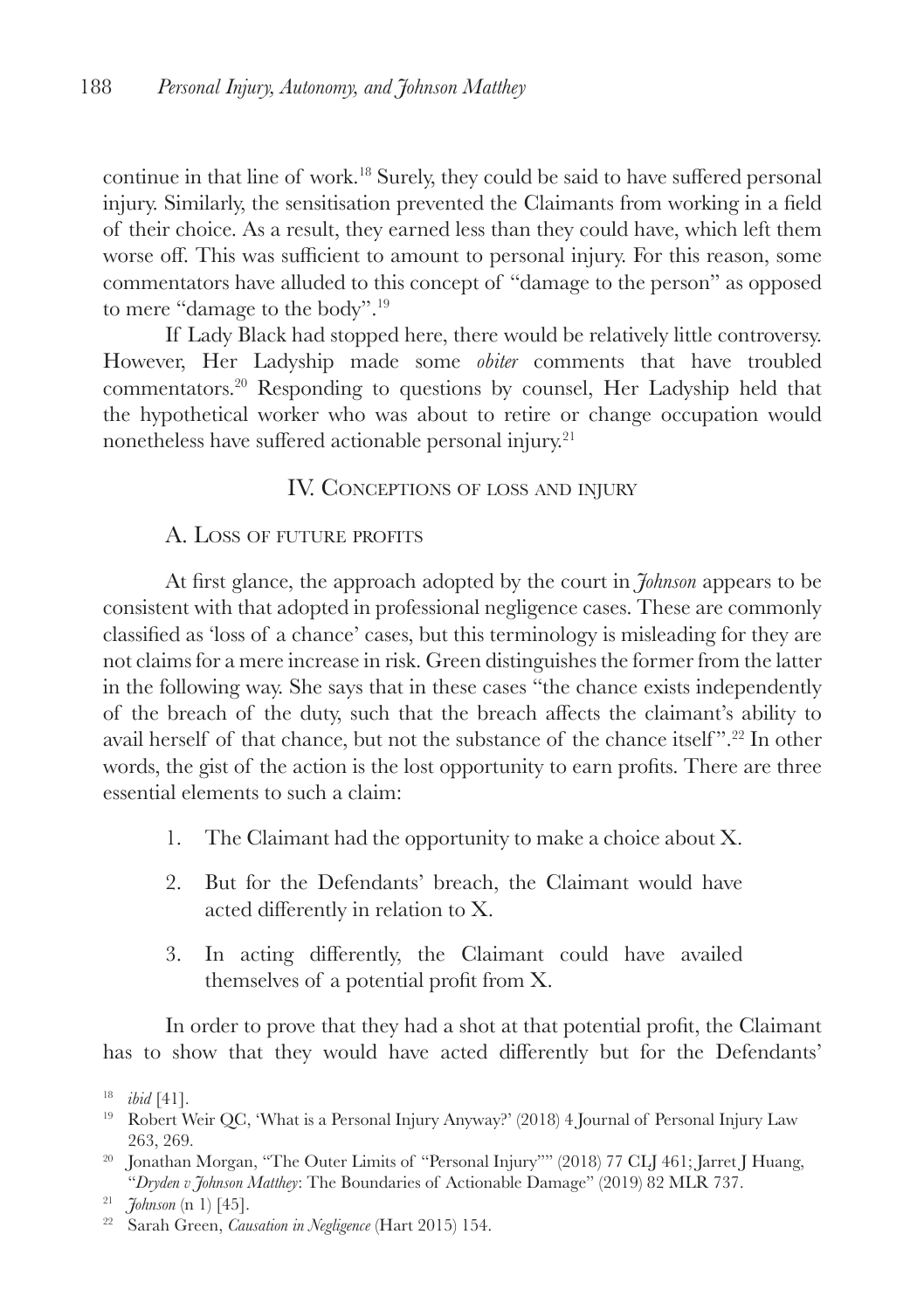continue in that line of work.[18] Surely, they could be said to have suffered personal injury. Similarly, the sensitisation prevented the Claimants from working in a field of their choice. As a result, they earned less than they could have, which left them worse off. This was sufficient to amount to personal injury. For this reason, some commentators have alluded to this concept of "damage to the person" as opposed to mere "damage to the body".[19]

If Lady Black had stopped here, there would be relatively little controversy. However, Her Ladyship made some *obiter* comments that have troubled commentators.[20] Responding to questions by counsel, Her Ladyship held that the hypothetical worker who was about to retire or change occupation would nonetheless have suffered actionable personal injury.[21]

## IV. Conceptions of loss and injury

### A. Loss of future profits

At first glance, the approach adopted by the court in *Johnson* appears to be consistent with that adopted in professional negligence cases. These are commonly classified as 'loss of a chance' cases, but this terminology is misleading for they are not claims for a mere increase in risk. Green distinguishes the former from the latter in the following way. She says that in these cases "the chance exists independently of the breach of the duty, such that the breach affects the claimant's ability to avail herself of that chance, but not the substance of the chance itself".[22] In other words, the gist of the action is the lost opportunity to earn profits. There are three essential elements to such a claim:

1. The Claimant had the opportunity to make a choice about X.
2. But for the Defendants' breach, the Claimant would have acted differently in relation to X.
3. In acting differently, the Claimant could have availed themselves of a potential profit from X.

In order to prove that they had a shot at that potential profit, the Claimant has to show that they would have acted differently but for the Defendants'

---

[18] *ibid* [41].

[19] Robert Weir QC, 'What is a Personal Injury Anyway?' (2018) 4 Journal of Personal Injury Law 263, 269.

[20] Jonathan Morgan, "The Outer Limits of "Personal Injury"" (2018) 77 CLJ 461; Jarret J Huang, "*Dryden v Johnson Matthey*: The Boundaries of Actionable Damage" (2019) 82 MLR 737.

[21] *Johnson* (n 1) [45].

[22] Sarah Green, *Causation in Negligence* (Hart 2015) 154.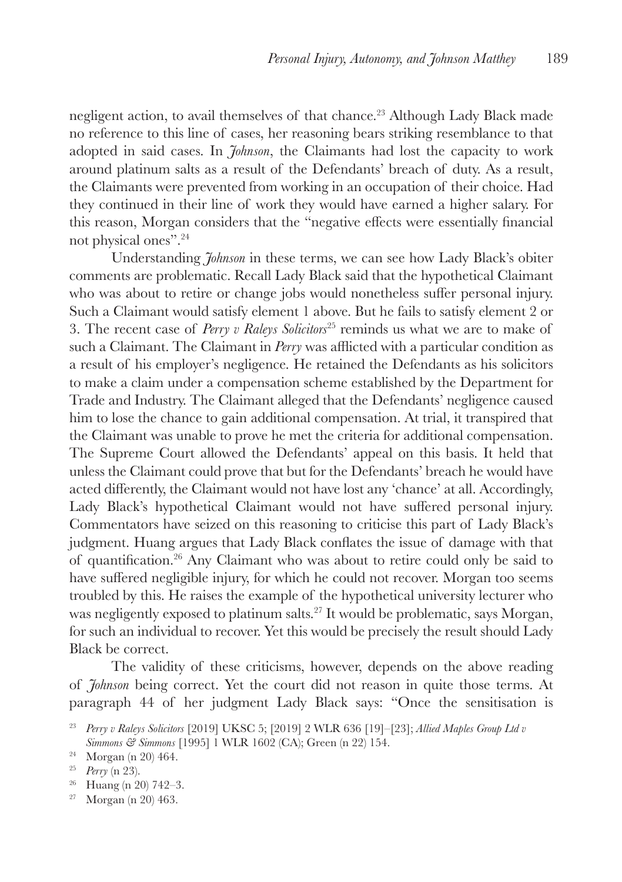negligent action, to avail themselves of that chance.[23] Although Lady Black made no reference to this line of cases, her reasoning bears striking resemblance to that adopted in said cases. In *Johnson*, the Claimants had lost the capacity to work around platinum salts as a result of the Defendants' breach of duty. As a result, the Claimants were prevented from working in an occupation of their choice. Had they continued in their line of work they would have earned a higher salary. For this reason, Morgan considers that the "negative effects were essentially financial not physical ones".[24]

Understanding *Johnson* in these terms, we can see how Lady Black's obiter comments are problematic. Recall Lady Black said that the hypothetical Claimant who was about to retire or change jobs would nonetheless suffer personal injury. Such a Claimant would satisfy element 1 above. But he fails to satisfy element 2 or 3. The recent case of *Perry v Raleys Solicitors*[25] reminds us what we are to make of such a Claimant. The Claimant in *Perry* was afflicted with a particular condition as a result of his employer's negligence. He retained the Defendants as his solicitors to make a claim under a compensation scheme established by the Department for Trade and Industry. The Claimant alleged that the Defendants' negligence caused him to lose the chance to gain additional compensation. At trial, it transpired that the Claimant was unable to prove he met the criteria for additional compensation. The Supreme Court allowed the Defendants' appeal on this basis. It held that unless the Claimant could prove that but for the Defendants' breach he would have acted differently, the Claimant would not have lost any 'chance' at all. Accordingly, Lady Black's hypothetical Claimant would not have suffered personal injury. Commentators have seized on this reasoning to criticise this part of Lady Black's judgment. Huang argues that Lady Black conflates the issue of damage with that of quantification.[26] Any Claimant who was about to retire could only be said to have suffered negligible injury, for which he could not recover. Morgan too seems troubled by this. He raises the example of the hypothetical university lecturer who was negligently exposed to platinum salts.[27] It would be problematic, says Morgan, for such an individual to recover. Yet this would be precisely the result should Lady Black be correct.

The validity of these criticisms, however, depends on the above reading of *Johnson* being correct. Yet the court did not reason in quite those terms. At paragraph 44 of her judgment Lady Black says: "Once the sensitisation is

[23] *Perry v Raleys Solicitors* [2019] UKSC 5; [2019] 2 WLR 636 [19]–[23]; *Allied Maples Group Ltd v Simmons & Simmons* [1995] 1 WLR 1602 (CA); Green (n 22) 154.

[24] Morgan (n 20) 464.

[25] *Perry* (n 23).

[26] Huang (n 20) 742–3.

[27] Morgan (n 20) 463.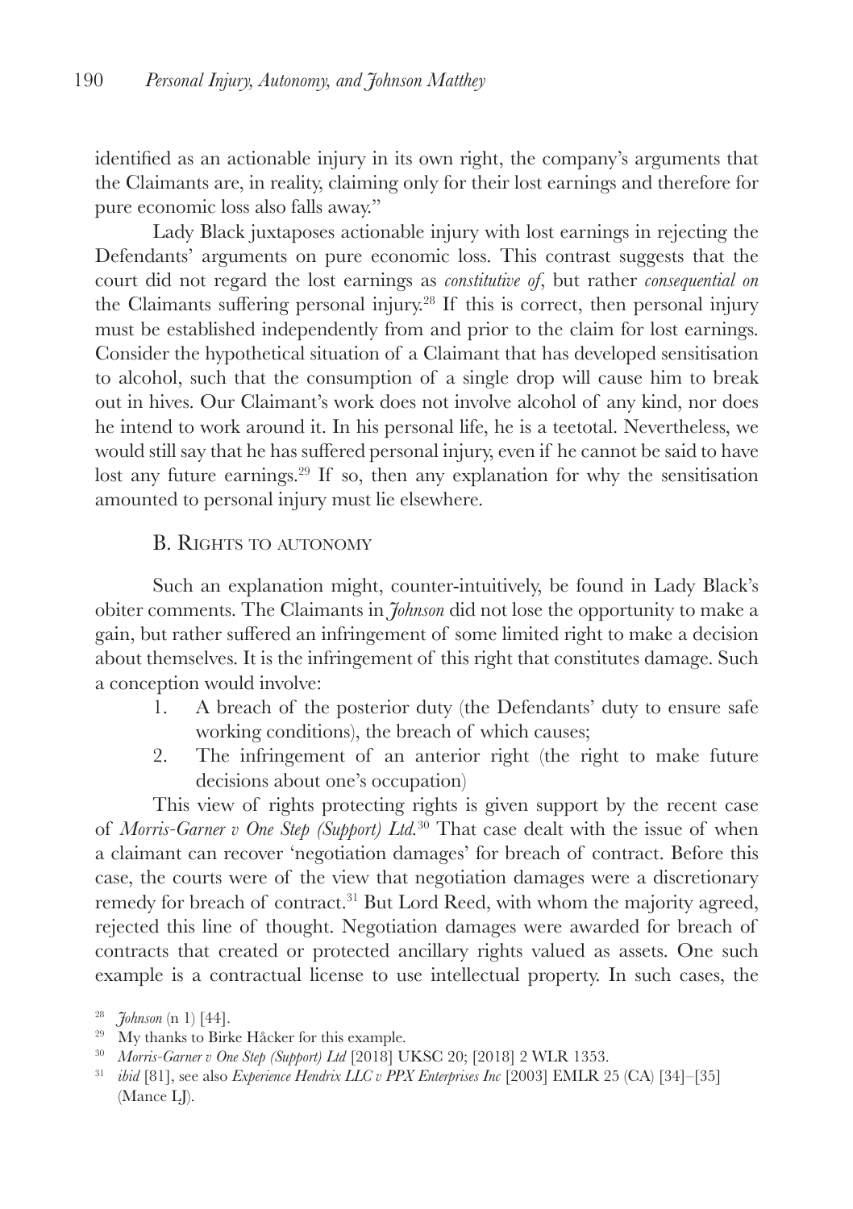identified as an actionable injury in its own right, the company's arguments that the Claimants are, in reality, claiming only for their lost earnings and therefore for pure economic loss also falls away."

Lady Black juxtaposes actionable injury with lost earnings in rejecting the Defendants' arguments on pure economic loss. This contrast suggests that the court did not regard the lost earnings as *constitutive of*, but rather *consequential on* the Claimants suffering personal injury.[28] If this is correct, then personal injury must be established independently from and prior to the claim for lost earnings. Consider the hypothetical situation of a Claimant that has developed sensitisation to alcohol, such that the consumption of a single drop will cause him to break out in hives. Our Claimant's work does not involve alcohol of any kind, nor does he intend to work around it. In his personal life, he is a teetotal. Nevertheless, we would still say that he has suffered personal injury, even if he cannot be said to have lost any future earnings.[29] If so, then any explanation for why the sensitisation amounted to personal injury must lie elsewhere.

### B. Rights to autonomy

Such an explanation might, counter-intuitively, be found in Lady Black's obiter comments. The Claimants in *Johnson* did not lose the opportunity to make a gain, but rather suffered an infringement of some limited right to make a decision about themselves. It is the infringement of this right that constitutes damage. Such a conception would involve:

1. A breach of the posterior duty (the Defendants' duty to ensure safe working conditions), the breach of which causes;
2. The infringement of an anterior right (the right to make future decisions about one's occupation)

This view of rights protecting rights is given support by the recent case of *Morris-Garner v One Step (Support) Ltd.*[30] That case dealt with the issue of when a claimant can recover 'negotiation damages' for breach of contract. Before this case, the courts were of the view that negotiation damages were a discretionary remedy for breach of contract.[31] But Lord Reed, with whom the majority agreed, rejected this line of thought. Negotiation damages were awarded for breach of contracts that created or protected ancillary rights valued as assets. One such example is a contractual license to use intellectual property. In such cases, the

---

[28] *Johnson* (n 1) [44].

[29] My thanks to Birke Häcker for this example.

[30] *Morris-Garner v One Step (Support) Ltd* [2018] UKSC 20; [2018] 2 WLR 1353.

[31] *ibid* [81], see also *Experience Hendrix LLC v PPX Enterprises Inc* [2003] EMLR 25 (CA) [34]–[35] (Mance LJ).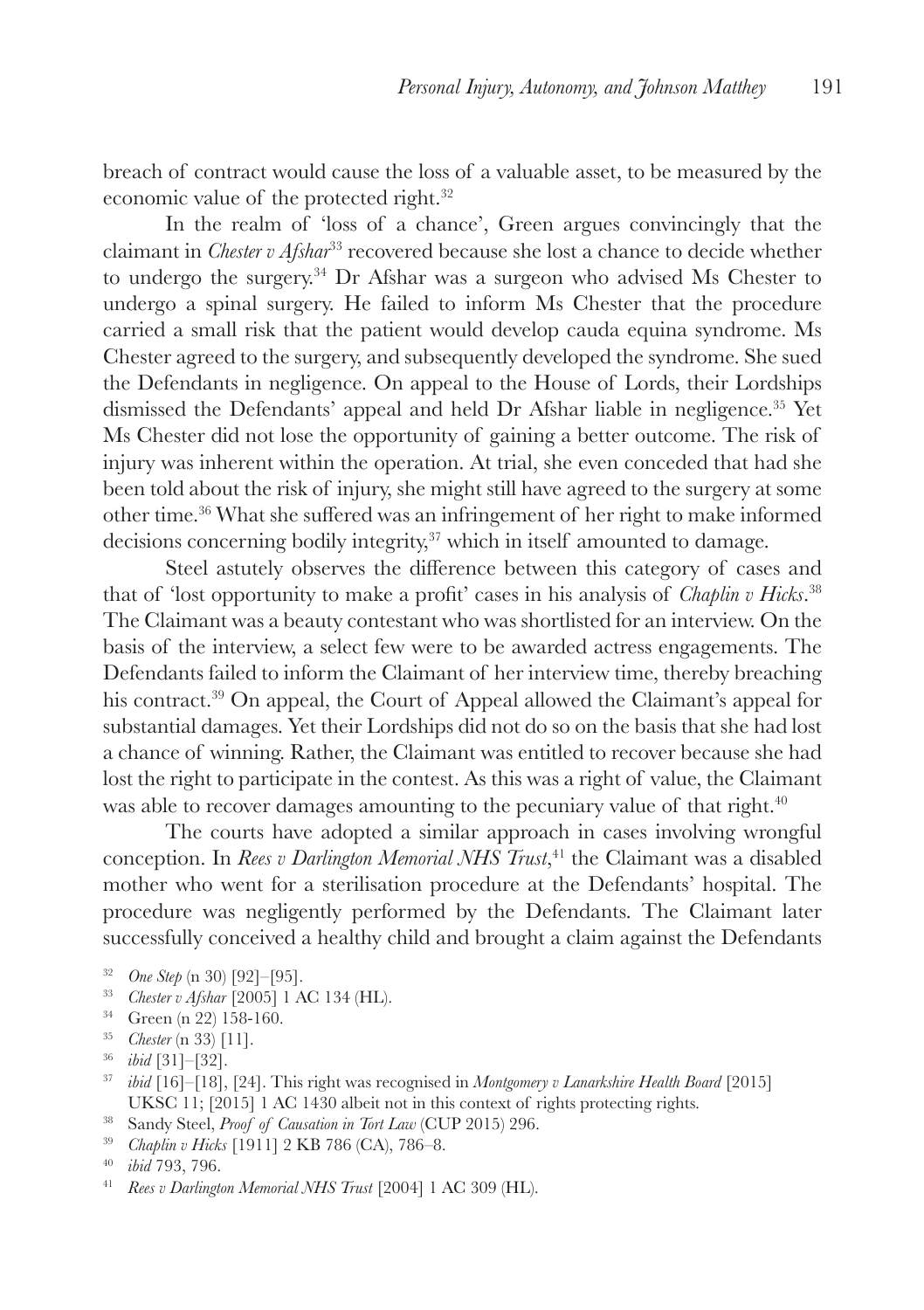breach of contract would cause the loss of a valuable asset, to be measured by the economic value of the protected right.[32]

In the realm of 'loss of a chance', Green argues convincingly that the claimant in *Chester v Afshar*[33] recovered because she lost a chance to decide whether to undergo the surgery.[34] Dr Afshar was a surgeon who advised Ms Chester to undergo a spinal surgery. He failed to inform Ms Chester that the procedure carried a small risk that the patient would develop cauda equina syndrome. Ms Chester agreed to the surgery, and subsequently developed the syndrome. She sued the Defendants in negligence. On appeal to the House of Lords, their Lordships dismissed the Defendants' appeal and held Dr Afshar liable in negligence.[35] Yet Ms Chester did not lose the opportunity of gaining a better outcome. The risk of injury was inherent within the operation. At trial, she even conceded that had she been told about the risk of injury, she might still have agreed to the surgery at some other time.[36] What she suffered was an infringement of her right to make informed decisions concerning bodily integrity,[37] which in itself amounted to damage.

Steel astutely observes the difference between this category of cases and that of 'lost opportunity to make a profit' cases in his analysis of *Chaplin v Hicks*.[38] The Claimant was a beauty contestant who was shortlisted for an interview. On the basis of the interview, a select few were to be awarded actress engagements. The Defendants failed to inform the Claimant of her interview time, thereby breaching his contract.[39] On appeal, the Court of Appeal allowed the Claimant's appeal for substantial damages. Yet their Lordships did not do so on the basis that she had lost a chance of winning. Rather, the Claimant was entitled to recover because she had lost the right to participate in the contest. As this was a right of value, the Claimant was able to recover damages amounting to the pecuniary value of that right.[40]

The courts have adopted a similar approach in cases involving wrongful conception. In *Rees v Darlington Memorial NHS Trust*,[41] the Claimant was a disabled mother who went for a sterilisation procedure at the Defendants' hospital. The procedure was negligently performed by the Defendants. The Claimant later successfully conceived a healthy child and brought a claim against the Defendants

---

[32] *One Step* (n 30) [92]–[95].

[33] *Chester v Afshar* [2005] 1 AC 134 (HL).

[34] Green (n 22) 158-160.

[35] *Chester* (n 33) [11].

[36] *ibid* [31]–[32].

[37] *ibid* [16]–[18], [24]. This right was recognised in *Montgomery v Lanarkshire Health Board* [2015] UKSC 11; [2015] 1 AC 1430 albeit not in this context of rights protecting rights.

[38] Sandy Steel, *Proof of Causation in Tort Law* (CUP 2015) 296.

[39] *Chaplin v Hicks* [1911] 2 KB 786 (CA), 786–8.

[40] *ibid* 793, 796.

[41] *Rees v Darlington Memorial NHS Trust* [2004] 1 AC 309 (HL).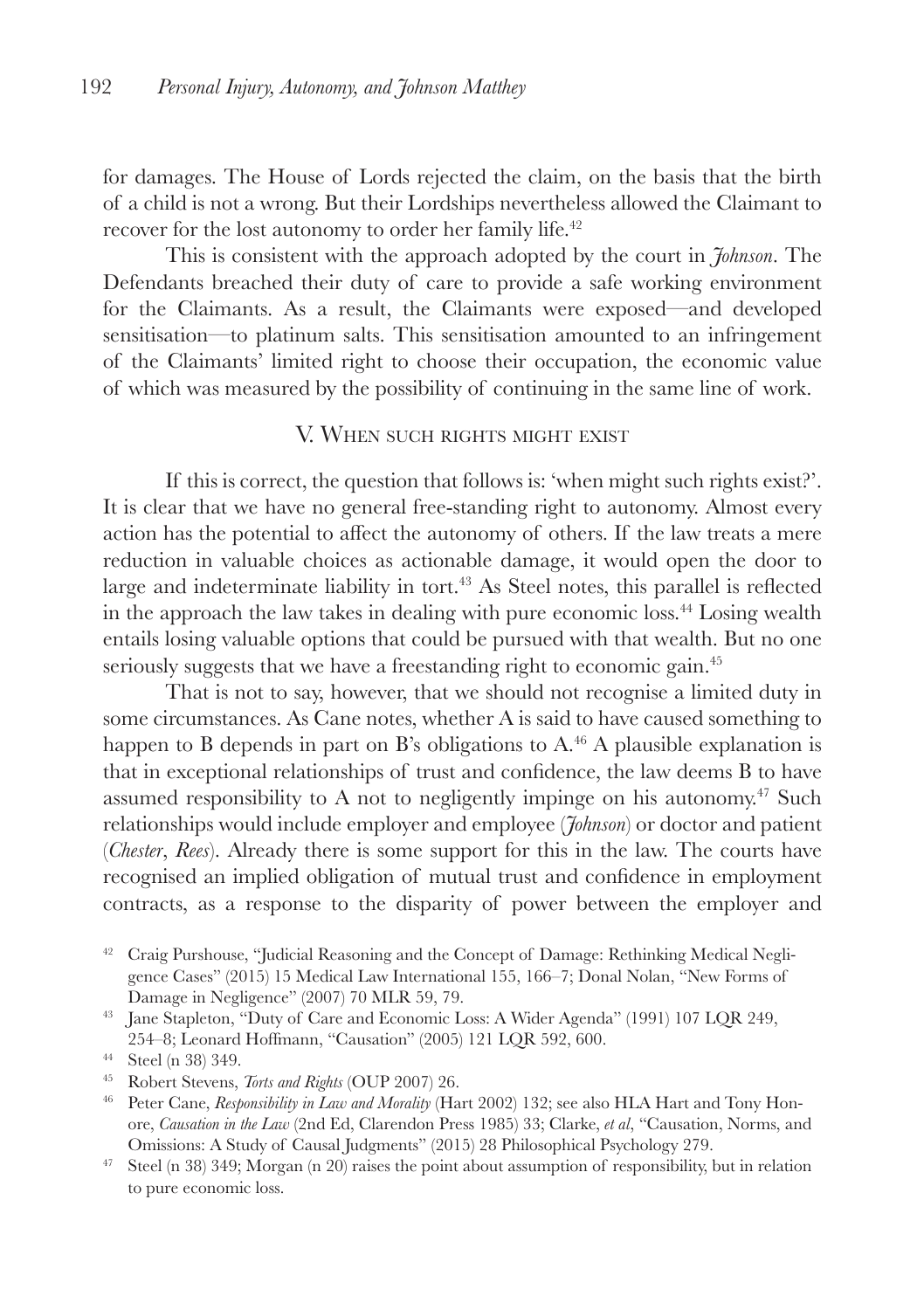for damages. The House of Lords rejected the claim, on the basis that the birth of a child is not a wrong. But their Lordships nevertheless allowed the Claimant to recover for the lost autonomy to order her family life.[42]

This is consistent with the approach adopted by the court in *Johnson*. The Defendants breached their duty of care to provide a safe working environment for the Claimants. As a result, the Claimants were exposed—and developed sensitisation—to platinum salts. This sensitisation amounted to an infringement of the Claimants' limited right to choose their occupation, the economic value of which was measured by the possibility of continuing in the same line of work.

## V. When such rights might exist

If this is correct, the question that follows is: 'when might such rights exist?'. It is clear that we have no general free-standing right to autonomy. Almost every action has the potential to affect the autonomy of others. If the law treats a mere reduction in valuable choices as actionable damage, it would open the door to large and indeterminate liability in tort.[43] As Steel notes, this parallel is reflected in the approach the law takes in dealing with pure economic loss.[44] Losing wealth entails losing valuable options that could be pursued with that wealth. But no one seriously suggests that we have a freestanding right to economic gain.[45]

That is not to say, however, that we should not recognise a limited duty in some circumstances. As Cane notes, whether A is said to have caused something to happen to B depends in part on B's obligations to A.[46] A plausible explanation is that in exceptional relationships of trust and confidence, the law deems B to have assumed responsibility to A not to negligently impinge on his autonomy.[47] Such relationships would include employer and employee (*Johnson*) or doctor and patient (*Chester*, *Rees*). Already there is some support for this in the law. The courts have recognised an implied obligation of mutual trust and confidence in employment contracts, as a response to the disparity of power between the employer and

[42] Craig Purshouse, "Judicial Reasoning and the Concept of Damage: Rethinking Medical Negligence Cases" (2015) 15 Medical Law International 155, 166–7; Donal Nolan, "New Forms of Damage in Negligence" (2007) 70 MLR 59, 79.

[43] Jane Stapleton, "Duty of Care and Economic Loss: A Wider Agenda" (1991) 107 LQR 249, 254–8; Leonard Hoffmann, "Causation" (2005) 121 LQR 592, 600.

[44] Steel (n 38) 349.

[45] Robert Stevens, *Torts and Rights* (OUP 2007) 26.

[46] Peter Cane, *Responsibility in Law and Morality* (Hart 2002) 132; see also HLA Hart and Tony Honore, *Causation in the Law* (2nd Ed, Clarendon Press 1985) 33; Clarke, *et al*, "Causation, Norms, and Omissions: A Study of Causal Judgments" (2015) 28 Philosophical Psychology 279.

[47] Steel (n 38) 349; Morgan (n 20) raises the point about assumption of responsibility, but in relation to pure economic loss.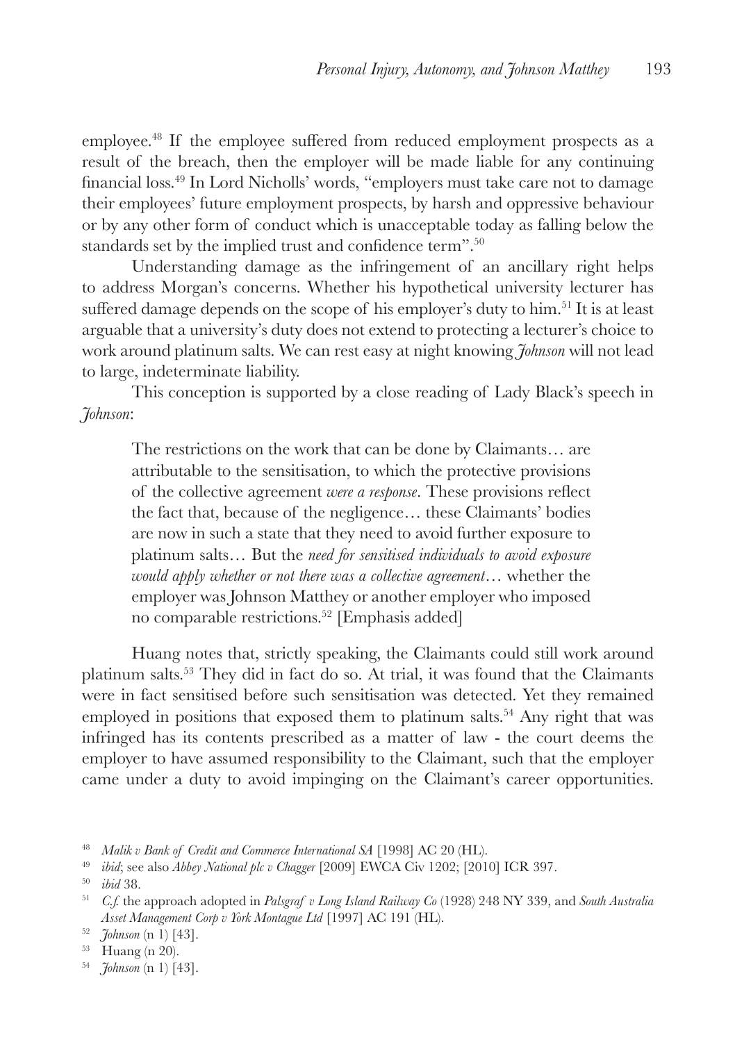employee.[48] If the employee suffered from reduced employment prospects as a result of the breach, then the employer will be made liable for any continuing financial loss.[49] In Lord Nicholls' words, "employers must take care not to damage their employees' future employment prospects, by harsh and oppressive behaviour or by any other form of conduct which is unacceptable today as falling below the standards set by the implied trust and confidence term".[50]

Understanding damage as the infringement of an ancillary right helps to address Morgan's concerns. Whether his hypothetical university lecturer has suffered damage depends on the scope of his employer's duty to him.[51] It is at least arguable that a university's duty does not extend to protecting a lecturer's choice to work around platinum salts. We can rest easy at night knowing *Johnson* will not lead to large, indeterminate liability.

This conception is supported by a close reading of Lady Black's speech in *Johnson*:

> The restrictions on the work that can be done by Claimants… are attributable to the sensitisation, to which the protective provisions of the collective agreement *were a response*. These provisions reflect the fact that, because of the negligence… these Claimants' bodies are now in such a state that they need to avoid further exposure to platinum salts… But the *need for sensitised individuals to avoid exposure would apply whether or not there was a collective agreement*… whether the employer was Johnson Matthey or another employer who imposed no comparable restrictions.[52] [Emphasis added]

Huang notes that, strictly speaking, the Claimants could still work around platinum salts.[53] They did in fact do so. At trial, it was found that the Claimants were in fact sensitised before such sensitisation was detected. Yet they remained employed in positions that exposed them to platinum salts.[54] Any right that was infringed has its contents prescribed as a matter of law - the court deems the employer to have assumed responsibility to the Claimant, such that the employer came under a duty to avoid impinging on the Claimant's career opportunities.

---

[48] *Malik v Bank of Credit and Commerce International SA* [1998] AC 20 (HL).

[49] *ibid*; see also *Abbey National plc v Chagger* [2009] EWCA Civ 1202; [2010] ICR 397.

[50] *ibid* 38.

[51] *C.f.* the approach adopted in *Palsgraf v Long Island Railway Co* (1928) 248 NY 339, and *South Australia Asset Management Corp v York Montague Ltd* [1997] AC 191 (HL).

[52] *Johnson* (n 1) [43].

[53] Huang (n 20).

[54] *Johnson* (n 1) [43].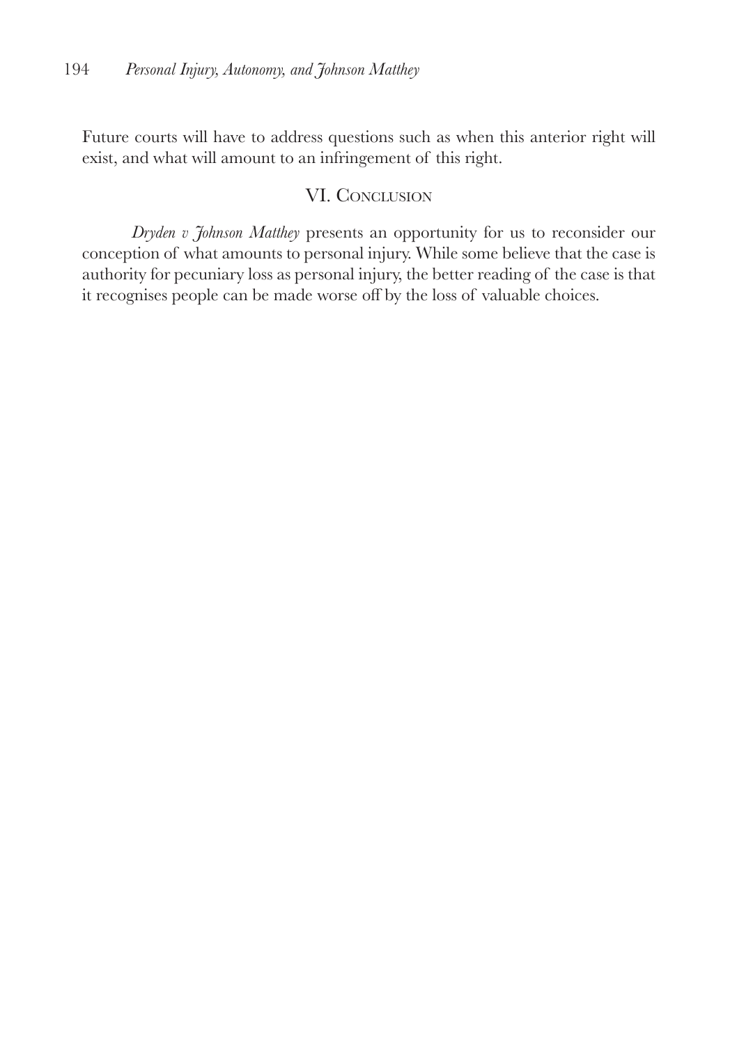Future courts will have to address questions such as when this anterior right will exist, and what will amount to an infringement of this right.

## VI. Conclusion

*Dryden v Johnson Matthey* presents an opportunity for us to reconsider our conception of what amounts to personal injury. While some believe that the case is authority for pecuniary loss as personal injury, the better reading of the case is that it recognises people can be made worse off by the loss of valuable choices.